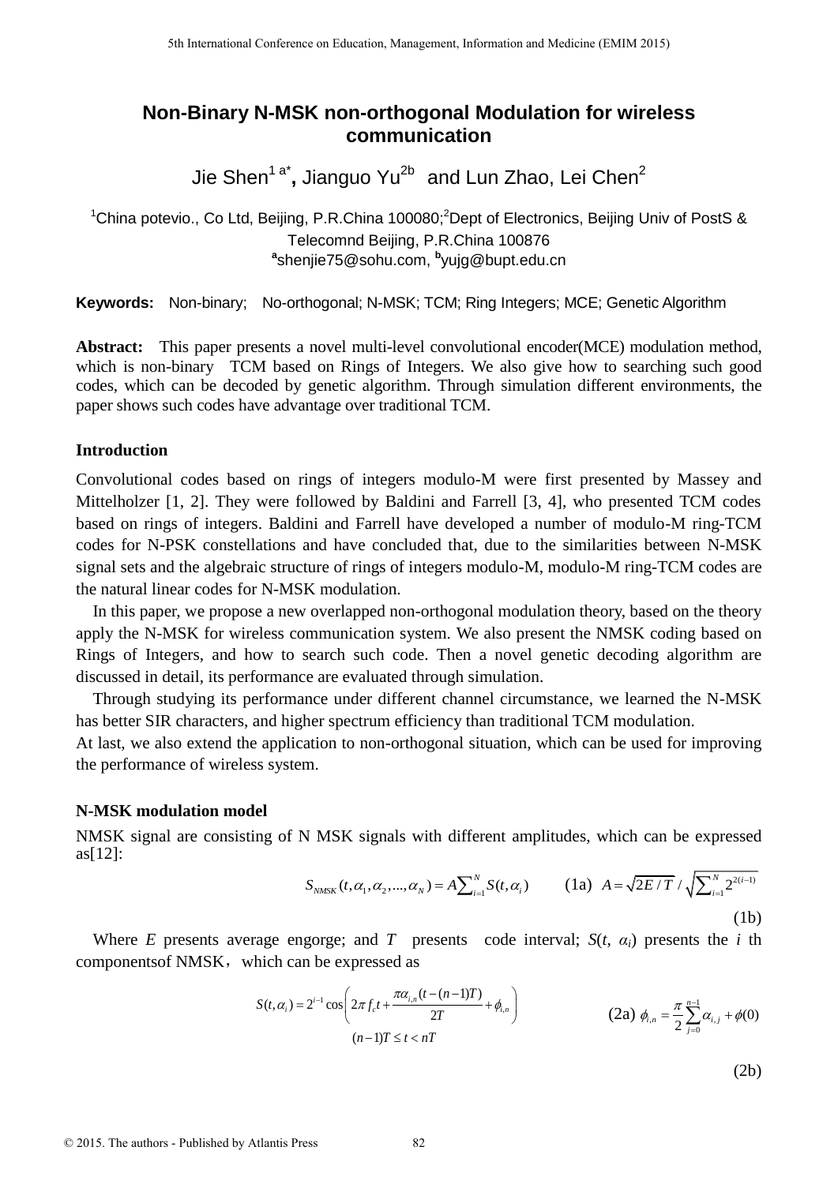# Non-Binary N-MSK non-orthogonal Modulation for wireless communication

Jie Shen[1 a*], Jianguo Yu[2b] and Lun Zhao, Lei Chen[2]

[1]China potevio., Co Ltd, Beijing, P.R.China 100080;[2]Dept of Electronics, Beijing Univ of PostS & Telecomnd Beijing, P.R.China 100876

[a]shenjie75@sohu.com, [b]yujg@bupt.edu.cn

**Keywords:** Non-binary; No-orthogonal; N-MSK; TCM; Ring Integers; MCE; Genetic Algorithm

**Abstract:** This paper presents a novel multi-level convolutional encoder(MCE) modulation method, which is non-binary TCM based on Rings of Integers. We also give how to searching such good codes, which can be decoded by genetic algorithm. Through simulation different environments, the paper shows such codes have advantage over traditional TCM.

## Introduction

Convolutional codes based on rings of integers modulo-M were first presented by Massey and Mittelholzer [1, 2]. They were followed by Baldini and Farrell [3, 4], who presented TCM codes based on rings of integers. Baldini and Farrell have developed a number of modulo-M ring-TCM codes for N-PSK constellations and have concluded that, due to the similarities between N-MSK signal sets and the algebraic structure of rings of integers modulo-M, modulo-M ring-TCM codes are the natural linear codes for N-MSK modulation.

In this paper, we propose a new overlapped non-orthogonal modulation theory, based on the theory apply the N-MSK for wireless communication system. We also present the NMSK coding based on Rings of Integers, and how to search such code. Then a novel genetic decoding algorithm are discussed in detail, its performance are evaluated through simulation.

Through studying its performance under different channel circumstance, we learned the N-MSK has better SIR characters, and higher spectrum efficiency than traditional TCM modulation.

At last, we also extend the application to non-orthogonal situation, which can be used for improving the performance of wireless system.

## N-MSK modulation model

NMSK signal are consisting of N MSK signals with different amplitudes, which can be expressed as[12]:

$$S_{NMSK}(t,\alpha_1,\alpha_2,...,\alpha_N) = A\sum_{i=1}^{N} S(t,\alpha_i) \qquad \text{(1a)} \quad A = \sqrt{2E/T} \Big/ \sqrt{\sum_{i=1}^{N} 2^{2(i-1)}} \qquad \text{(1b)}$$

Where $E$ presents average engorge; and $T$ presents code interval; $S(t, \alpha_i)$ presents the $i$ th componentsof NMSK，which can be expressed as

$$S(t,\alpha_i) = 2^{i-1}\cos\left(2\pi f_c t + \frac{\pi\alpha_{i,n}(t-(n-1)T)}{2T} + \phi_{i,n}\right) \quad (n-1)T \le t < nT \qquad \text{(2a)} \quad \phi_{i,n} = \frac{\pi}{2}\sum_{j=0}^{n-1}\alpha_{i,j} + \phi(0) \qquad \text{(2b)}$$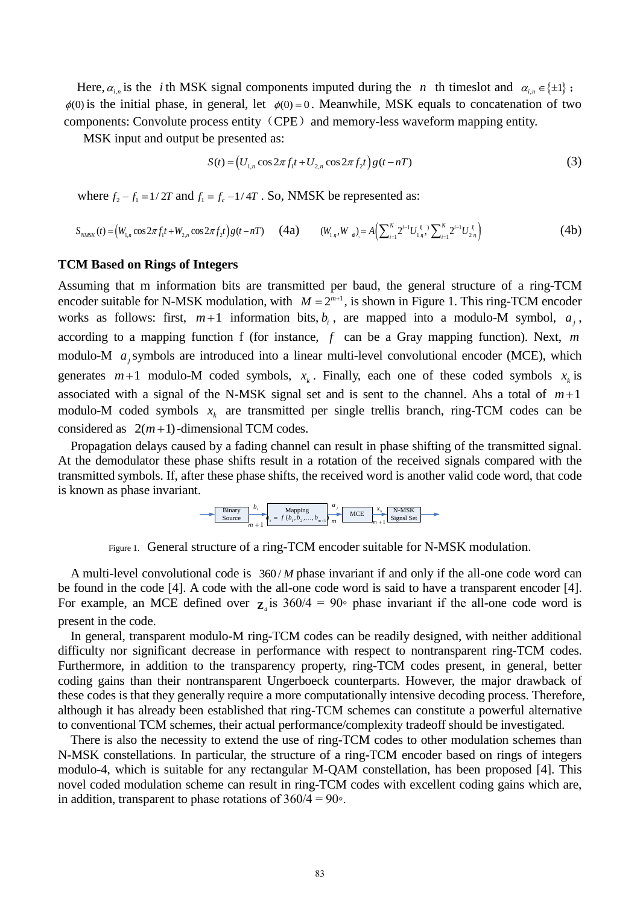Here, $\alpha_{i,n}$ is the $i$ th MSK signal components imputed during the $n$ th timeslot and $\alpha_{i,n} \in \{\pm 1\}$ ; $\phi(0)$ is the initial phase, in general, let $\phi(0) = 0$ . Meanwhile, MSK equals to concatenation of two components: Convolute process entity（CPE）and memory-less waveform mapping entity.

MSK input and output be presented as:

$$S(t) = \left(U_{1,n}\cos 2\pi f_1 t + U_{2,n}\cos 2\pi f_2 t\right)g(t-nT) \tag{3}$$

where $f_2 - f_1 = 1/2T$ and $f_1 = f_c - 1/4T$ . So, NMSK be represented as:

$$S_{NMSK}(t) = \left(W_{1,n}\cos 2\pi f_1 t + W_{2,n}\cos 2\pi f_2 t\right)g(t-nT) \quad \text{(4a)} \qquad (W_{1,n}, W_{2,n}) = A\left(\sum_{i=1}^{N} 2^{i-1}U_{1,n}^{(i)}, \sum_{i=1}^{N} 2^{i-1}U_{2,n}^{(i)}\right) \tag{4b}$$

### TCM Based on Rings of Integers

Assuming that m information bits are transmitted per baud, the general structure of a ring-TCM encoder suitable for N-MSK modulation, with $M = 2^{m+1}$, is shown in Figure 1. This ring-TCM encoder works as follows: first, $m+1$ information bits, $b_i$ , are mapped into a modulo-M symbol, $a_j$ , according to a mapping function f (for instance, $f$ can be a Gray mapping function). Next, $m$ modulo-M $a_j$ symbols are introduced into a linear multi-level convolutional encoder (MCE), which generates $m+1$ modulo-M coded symbols, $x_k$ . Finally, each one of these coded symbols $x_k$ is associated with a signal of the N-MSK signal set and is sent to the channel. Ahs a total of $m+1$ modulo-M coded symbols $x_k$ are transmitted per single trellis branch, ring-TCM codes can be considered as $2(m+1)$ -dimensional TCM codes.

Propagation delays caused by a fading channel can result in phase shifting of the transmitted signal. At the demodulator these phase shifts result in a rotation of the received signals compared with the transmitted symbols. If, after these phase shifts, the received word is another valid code word, that code is known as phase invariant.

Binary Source → $b_i$ ($m+1$) → Mapping $a_j = f(b_1, b_2, ..., b_{m+1})$ → $a_j$ ($m$) → MCE → $x_k$ ($m+1$) → N-MSK Signsl Set

Figure 1. General structure of a ring-TCM encoder suitable for N-MSK modulation.

A multi-level convolutional code is $360/M$ phase invariant if and only if the all-one code word can be found in the code [4]. A code with the all-one code word is said to have a transparent encoder [4]. For example, an MCE defined over $\mathbf{Z}_4$ is 360/4 = 90◦ phase invariant if the all-one code word is present in the code.

In general, transparent modulo-M ring-TCM codes can be readily designed, with neither additional difficulty nor significant decrease in performance with respect to nontransparent ring-TCM codes. Furthermore, in addition to the transparency property, ring-TCM codes present, in general, better coding gains than their nontransparent Ungerboeck counterparts. However, the major drawback of these codes is that they generally require a more computationally intensive decoding process. Therefore, although it has already been established that ring-TCM schemes can constitute a powerful alternative to conventional TCM schemes, their actual performance/complexity tradeoff should be investigated.

There is also the necessity to extend the use of ring-TCM codes to other modulation schemes than N-MSK constellations. In particular, the structure of a ring-TCM encoder based on rings of integers modulo-4, which is suitable for any rectangular M-QAM constellation, has been proposed [4]. This novel coded modulation scheme can result in ring-TCM codes with excellent coding gains which are, in addition, transparent to phase rotations of 360/4 = 90◦.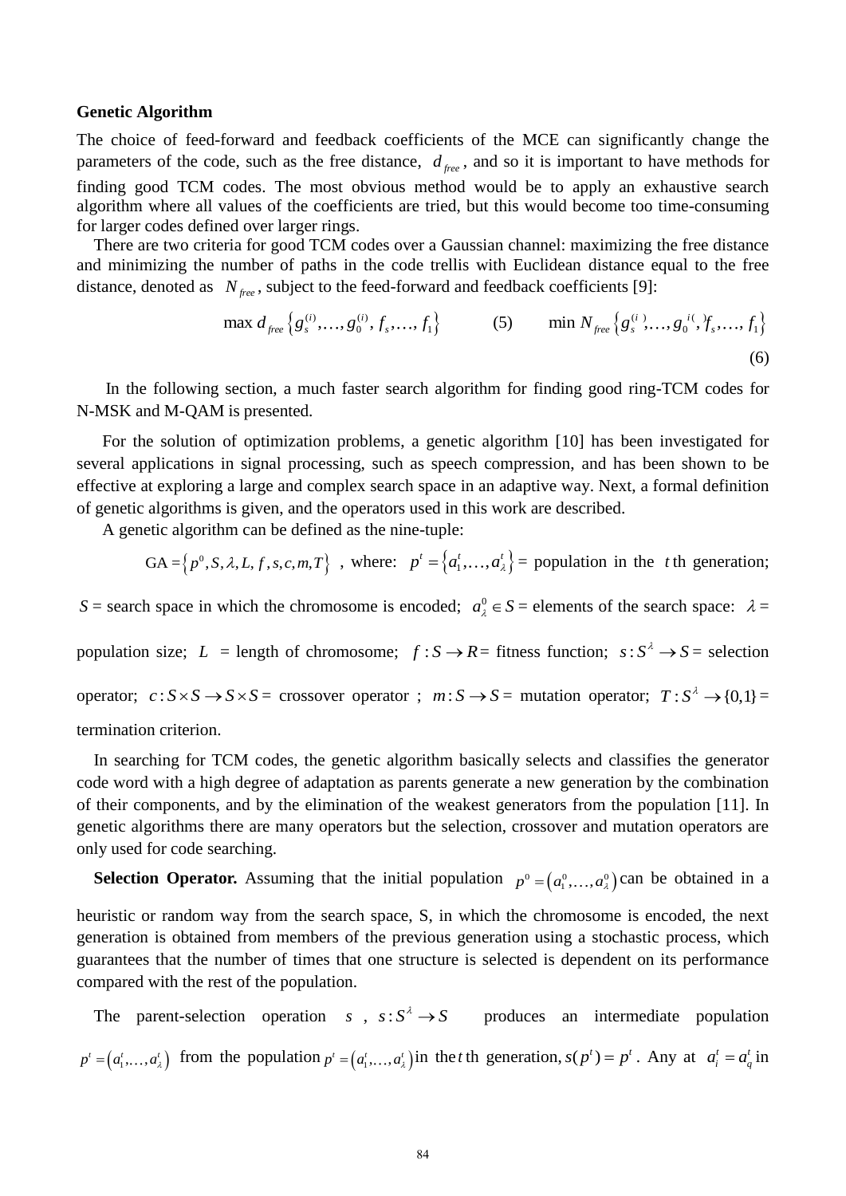**Genetic Algorithm**

The choice of feed-forward and feedback coefficients of the MCE can significantly change the parameters of the code, such as the free distance, $d_{free}$, and so it is important to have methods for finding good TCM codes. The most obvious method would be to apply an exhaustive search algorithm where all values of the coefficients are tried, but this would become too time-consuming for larger codes defined over larger rings.

There are two criteria for good TCM codes over a Gaussian channel: maximizing the free distance and minimizing the number of paths in the code trellis with Euclidean distance equal to the free distance, denoted as $N_{free}$, subject to the feed-forward and feedback coefficients [9]:

$$\max d_{free}\left\{g_s^{(i)},\ldots,g_0^{(i)},f_s,\ldots,f_1\right\} \qquad (5) \qquad \min N_{free}\left\{g_s^{(i)},\ldots,g_0^{(i)},f_s,\ldots,f_1\right\} \qquad (6)$$

In the following section, a much faster search algorithm for finding good ring-TCM codes for N-MSK and M-QAM is presented.

For the solution of optimization problems, a genetic algorithm [10] has been investigated for several applications in signal processing, such as speech compression, and has been shown to be effective at exploring a large and complex search space in an adaptive way. Next, a formal definition of genetic algorithms is given, and the operators used in this work are described.

A genetic algorithm can be defined as the nine-tuple:

$\text{GA}=\left\{p^0,S,\lambda,L,f,s,c,m,T\right\}$, where: $p^t=\left\{a_1^t,\ldots,a_\lambda^t\right\}$ = population in the $t$ th generation; $S$ = search space in which the chromosome is encoded; $a_\lambda^0\in S$ = elements of the search space: $\lambda$ = population size; $L$ = length of chromosome; $f:S\rightarrow R$ = fitness function; $s:S^\lambda\rightarrow S$ = selection operator; $c:S\times S\rightarrow S\times S$ = crossover operator ; $m:S\rightarrow S$ = mutation operator; $T:S^\lambda\rightarrow\{0,1\}$ = termination criterion.

In searching for TCM codes, the genetic algorithm basically selects and classifies the generator code word with a high degree of adaptation as parents generate a new generation by the combination of their components, and by the elimination of the weakest generators from the population [11]. In genetic algorithms there are many operators but the selection, crossover and mutation operators are only used for code searching.

**Selection Operator.** Assuming that the initial population $p^0=\left(a_1^0,\ldots,a_\lambda^0\right)$ can be obtained in a heuristic or random way from the search space, S, in which the chromosome is encoded, the next generation is obtained from members of the previous generation using a stochastic process, which guarantees that the number of times that one structure is selected is dependent on its performance compared with the rest of the population.

The parent-selection operation $s$, $s:S^\lambda\rightarrow S$ produces an intermediate population $p^t=\left(a_1^t,\ldots,a_\lambda^t\right)$ from the population $p^t=\left(a_1^t,\ldots,a_\lambda^t\right)$ in the $t$ th generation, $s(p^t)=p^t$. Any at $a_i^t=a_q^t$ in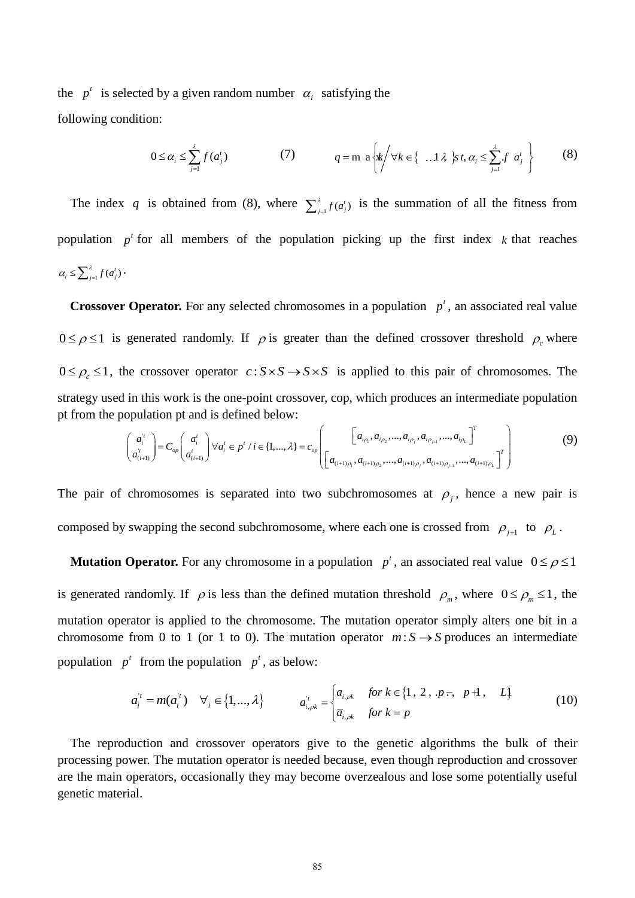the $p^t$ is selected by a given random number $\alpha_i$ satisfying the following condition:

$$0 \le \alpha_i \le \sum_{j=1}^{\lambda} f(a_j^t) \qquad (7) \qquad\qquad q = \max\left\{ k \middle/ \forall k \in \{1 \ldots \lambda\}, s.t.\ \alpha_i \le \sum_{j=1}^{\lambda} f\left(a_j^t\right) \right\} \qquad (8)$$

The index $q$ is obtained from (8), where $\sum_{j=1}^{\lambda} f(a_j^t)$ is the summation of all the fitness from population $p^t$ for all members of the population picking up the first index $k$ that reaches $\alpha_i \le \sum_{j=1}^{\lambda} f(a_j^t)$.

**Crossover Operator.** For any selected chromosomes in a population $p^t$, an associated real value $0 \le \rho \le 1$ is generated randomly. If $\rho$ is greater than the defined crossover threshold $\rho_c$ where $0 \le \rho_c \le 1$, the crossover operator $c: S \times S \to S \times S$ is applied to this pair of chromosomes. The strategy used in this work is the one-point crossover, cop, which produces an intermediate population pt from the population pt and is defined below:

$$\begin{pmatrix} a_i^{'t} \\ a_{(i+1)}^{'t} \end{pmatrix} = C_{op} \begin{pmatrix} a_i^t \\ a_{(i+1)}^t \end{pmatrix} \forall a_i^t \in p^t / i \in \{1,\ldots,\lambda\} = c_{op} \begin{pmatrix} \left[a_{i\rho_1}, a_{i\rho_2}, \ldots, a_{i\rho_j}, a_{i\rho_{j+1}}, \ldots, a_{i\rho_L}\right]^T \\ \left[a_{(i+1)\rho_1}, a_{(i+1)\rho_2}, \ldots, a_{(i+1)\rho_j}, a_{(i+1)\rho_{j+1}}, \ldots, a_{(i+1)\rho_L}\right]^T \end{pmatrix} \qquad (9)$$

The pair of chromosomes is separated into two subchromosomes at $\rho_j$, hence a new pair is composed by swapping the second subchromosome, where each one is crossed from $\rho_{j+1}$ to $\rho_L$.

**Mutation Operator.** For any chromosome in a population $p^t$, an associated real value $0 \le \rho \le 1$ is generated randomly. If $\rho$ is less than the defined mutation threshold $\rho_m$, where $0 \le \rho_m \le 1$, the mutation operator is applied to the chromosome. The mutation operator simply alters one bit in a chromosome from 0 to 1 (or 1 to 0). The mutation operator $m: S \to S$ produces an intermediate population $p^t$ from the population $p^t$, as below:

$$a_i^{'t} = m(a_i^{'t}) \quad \forall_i \in \{1,\ldots,\lambda\} \qquad\qquad a_{i,\rho k}^{'t} = \begin{cases} a_{i,\rho k} & for\ k \in \{1, 2, \ldots p-1, p+1, \ldots L\} \\ \overline{a}_{i,\rho k} & for\ k = p \end{cases} \qquad (10)$$

The reproduction and crossover operators give to the genetic algorithms the bulk of their processing power. The mutation operator is needed because, even though reproduction and crossover are the main operators, occasionally they may become overzealous and lose some potentially useful genetic material.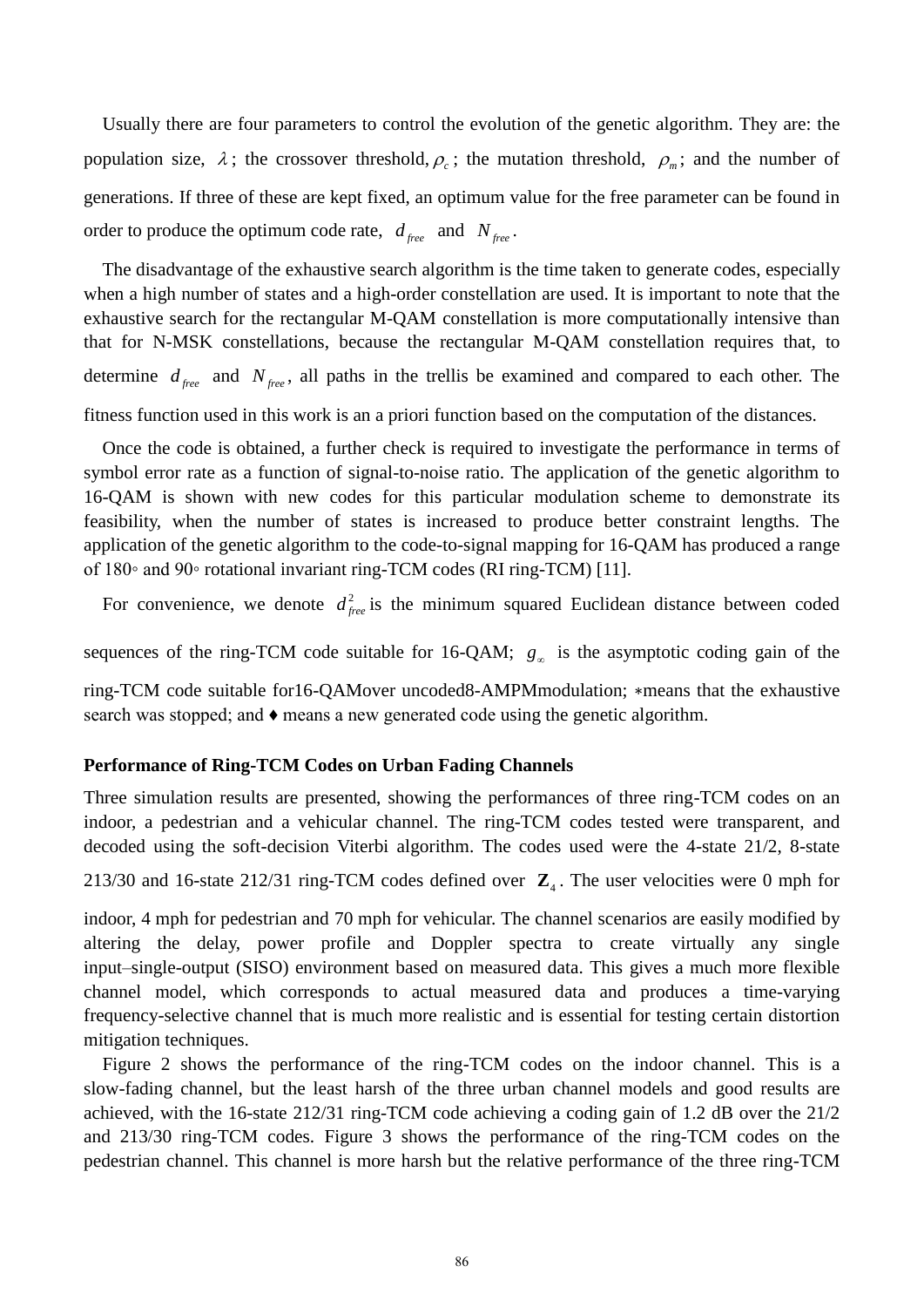Usually there are four parameters to control the evolution of the genetic algorithm. They are: the population size, $\lambda$; the crossover threshold, $\rho_c$; the mutation threshold, $\rho_m$; and the number of generations. If three of these are kept fixed, an optimum value for the free parameter can be found in order to produce the optimum code rate, $d_{free}$ and $N_{free}$.

The disadvantage of the exhaustive search algorithm is the time taken to generate codes, especially when a high number of states and a high-order constellation are used. It is important to note that the exhaustive search for the rectangular M-QAM constellation is more computationally intensive than that for N-MSK constellations, because the rectangular M-QAM constellation requires that, to determine $d_{free}$ and $N_{free}$, all paths in the trellis be examined and compared to each other. The fitness function used in this work is an a priori function based on the computation of the distances.

Once the code is obtained, a further check is required to investigate the performance in terms of symbol error rate as a function of signal-to-noise ratio. The application of the genetic algorithm to 16-QAM is shown with new codes for this particular modulation scheme to demonstrate its feasibility, when the number of states is increased to produce better constraint lengths. The application of the genetic algorithm to the code-to-signal mapping for 16-QAM has produced a range of 180◦ and 90◦ rotational invariant ring-TCM codes (RI ring-TCM) [11].

For convenience, we denote $d_{free}^2$ is the minimum squared Euclidean distance between coded sequences of the ring-TCM code suitable for 16-QAM; $g_\infty$ is the asymptotic coding gain of the ring-TCM code suitable for16-QAMover uncoded8-AMPMmodulation; ∗means that the exhaustive search was stopped; and ♦ means a new generated code using the genetic algorithm.

**Performance of Ring-TCM Codes on Urban Fading Channels**

Three simulation results are presented, showing the performances of three ring-TCM codes on an indoor, a pedestrian and a vehicular channel. The ring-TCM codes tested were transparent, and decoded using the soft-decision Viterbi algorithm. The codes used were the 4-state 21/2, 8-state 213/30 and 16-state 212/31 ring-TCM codes defined over $\mathbf{Z}_4$. The user velocities were 0 mph for indoor, 4 mph for pedestrian and 70 mph for vehicular. The channel scenarios are easily modified by altering the delay, power profile and Doppler spectra to create virtually any single input–single-output (SISO) environment based on measured data. This gives a much more flexible channel model, which corresponds to actual measured data and produces a time-varying frequency-selective channel that is much more realistic and is essential for testing certain distortion mitigation techniques.

Figure 2 shows the performance of the ring-TCM codes on the indoor channel. This is a slow-fading channel, but the least harsh of the three urban channel models and good results are achieved, with the 16-state 212/31 ring-TCM code achieving a coding gain of 1.2 dB over the 21/2 and 213/30 ring-TCM codes. Figure 3 shows the performance of the ring-TCM codes on the pedestrian channel. This channel is more harsh but the relative performance of the three ring-TCM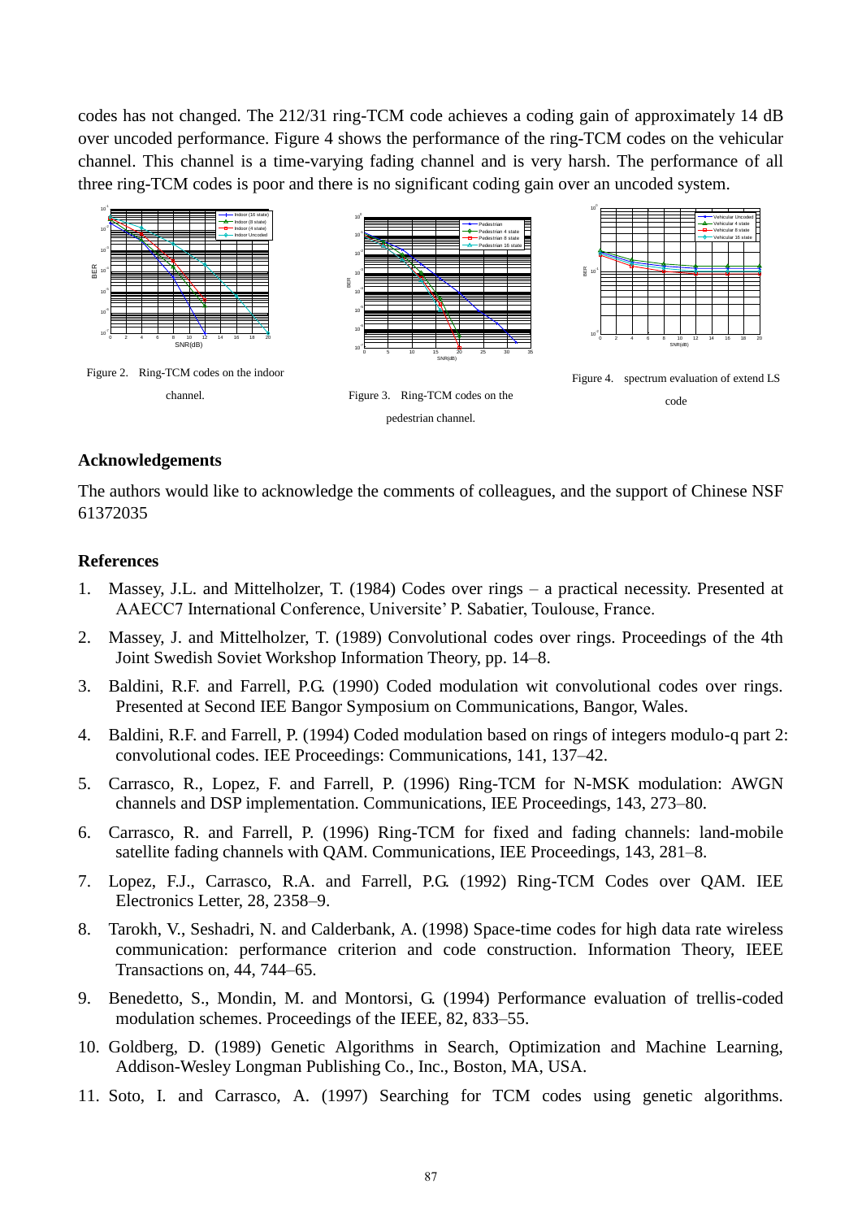codes has not changed. The 212/31 ring-TCM code achieves a coding gain of approximately 14 dB over uncoded performance. Figure 4 shows the performance of the ring-TCM codes on the vehicular channel. This channel is a time-varying fading channel and is very harsh. The performance of all three ring-TCM codes is poor and there is no significant coding gain over an uncoded system.

Figure 2. Ring-TCM codes on the indoor channel.

Figure 3. Ring-TCM codes on the pedestrian channel.

Figure 4. spectrum evaluation of extend LS code

## Acknowledgements

The authors would like to acknowledge the comments of colleagues, and the support of Chinese NSF 61372035

## References

1. Massey, J.L. and Mittelholzer, T. (1984) Codes over rings – a practical necessity. Presented at AAECC7 International Conference, Universite' P. Sabatier, Toulouse, France.
2. Massey, J. and Mittelholzer, T. (1989) Convolutional codes over rings. Proceedings of the 4th Joint Swedish Soviet Workshop Information Theory, pp. 14–8.
3. Baldini, R.F. and Farrell, P.G. (1990) Coded modulation wit convolutional codes over rings. Presented at Second IEE Bangor Symposium on Communications, Bangor, Wales.
4. Baldini, R.F. and Farrell, P. (1994) Coded modulation based on rings of integers modulo-q part 2: convolutional codes. IEE Proceedings: Communications, 141, 137–42.
5. Carrasco, R., Lopez, F. and Farrell, P. (1996) Ring-TCM for N-MSK modulation: AWGN channels and DSP implementation. Communications, IEE Proceedings, 143, 273–80.
6. Carrasco, R. and Farrell, P. (1996) Ring-TCM for fixed and fading channels: land-mobile satellite fading channels with QAM. Communications, IEE Proceedings, 143, 281–8.
7. Lopez, F.J., Carrasco, R.A. and Farrell, P.G. (1992) Ring-TCM Codes over QAM. IEE Electronics Letter, 28, 2358–9.
8. Tarokh, V., Seshadri, N. and Calderbank, A. (1998) Space-time codes for high data rate wireless communication: performance criterion and code construction. Information Theory, IEEE Transactions on, 44, 744–65.
9. Benedetto, S., Mondin, M. and Montorsi, G. (1994) Performance evaluation of trellis-coded modulation schemes. Proceedings of the IEEE, 82, 833–55.
10. Goldberg, D. (1989) Genetic Algorithms in Search, Optimization and Machine Learning, Addison-Wesley Longman Publishing Co., Inc., Boston, MA, USA.
11. Soto, I. and Carrasco, A. (1997) Searching for TCM codes using genetic algorithms.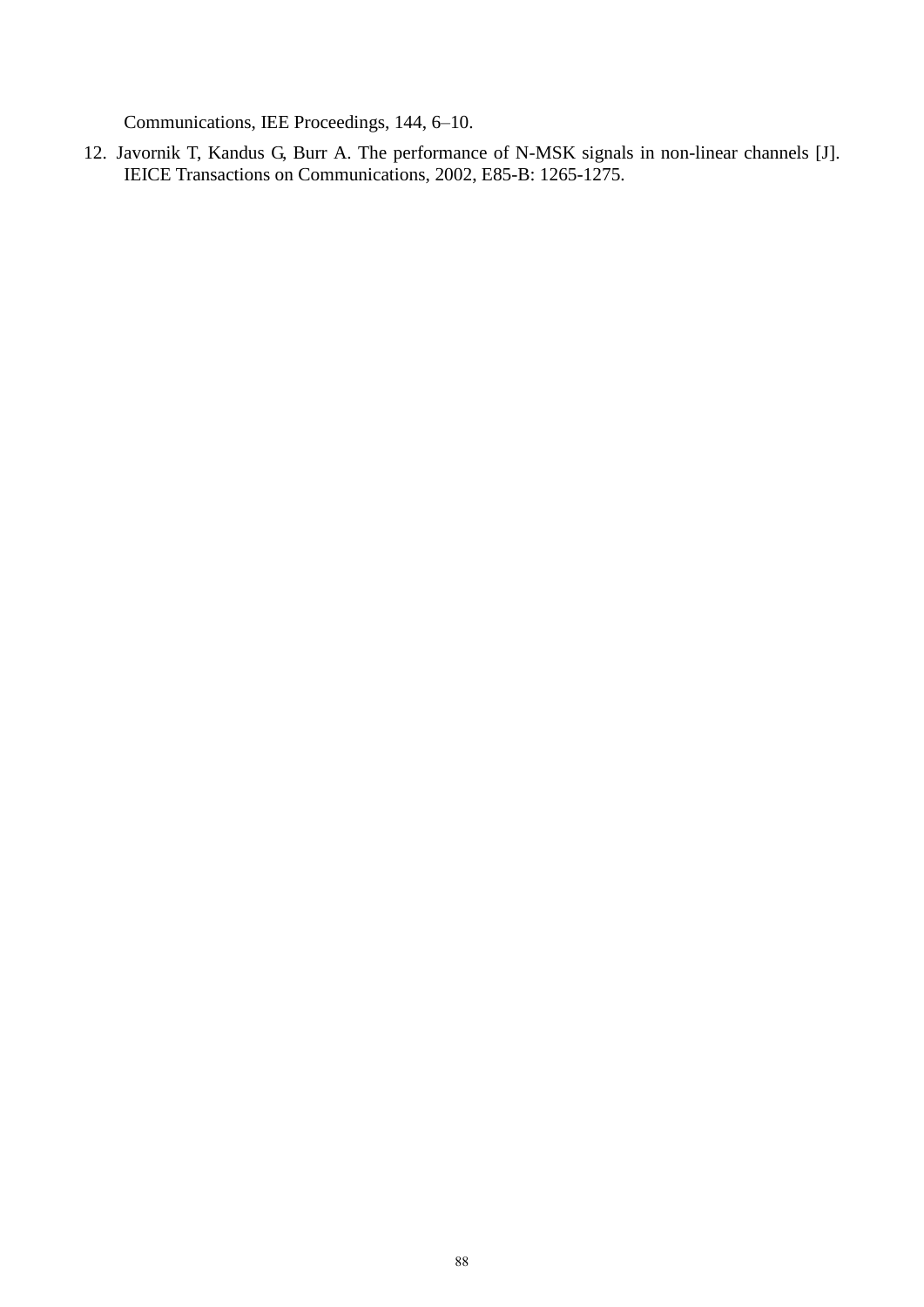Communications, IEE Proceedings, 144, 6–10.

12. Javornik T, Kandus G, Burr A. The performance of N-MSK signals in non-linear channels [J]. IEICE Transactions on Communications, 2002, E85-B: 1265-1275.